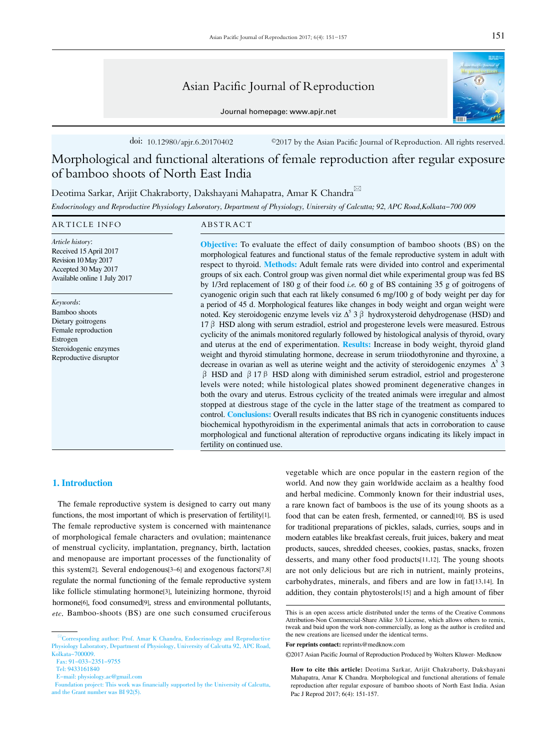doi: 10.12980/apjr.6.20170402 ©2017 by the Asian Pacific Journal of Reproduction. All rights reserved.

# Morphological and functional alterations of female reproduction after regular exposure of bamboo shoots of North East India

Deotima Sarkar, Arijit Chakraborty, Dakshayani Mahapatra, Amar K Chandra✉

*Endocrinology and Reproductive Physiology Laboratory, Department of Physiology, University of Calcutta; 92, APC Road,Kolkata–700 009*

## ARTICLE INFO

*Article history*:
Received 15 April 2017
Revision 10 May 2017
Accepted 30 May 2017
Available online 1 July 2017

*Keywords*:
Bamboo shoots
Dietary goitrogens
Female reproduction
Estrogen
Steroidogenic enzymes
Reproductive disruptor

## ABSTRACT

**Objective:** To evaluate the effect of daily consumption of bamboo shoots (BS) on the morphological features and functional status of the female reproductive system in adult with respect to thyroid. **Methods:** Adult female rats were divided into control and experimental groups of six each. Control group was given normal diet while experimental group was fed BS by 1/3rd replacement of 180 g of their food *i.e.* 60 g of BS containing 35 g of goitrogens of cyanogenic origin such that each rat likely consumed 6 mg/100 g of body weight per day for a period of 45 d. Morphological features like changes in body weight and organ weight were noted. Key steroidogenic enzyme levels viz $\Delta^5$ 3 β hydroxysteroid dehydrogenase (HSD) and 17 β HSD along with serum estradiol, estriol and progesterone levels were measured. Estrous cyclicity of the animals monitored regularly followed by histological analysis of thyroid, ovary and uterus at the end of experimentation. **Results:** Increase in body weight, thyroid gland weight and thyroid stimulating hormone, decrease in serum triiodothyronine and thyroxine, a decrease in ovarian as well as uterine weight and the activity of steroidogenic enzymes $\Delta^5$ 3 β HSD and β 17 β HSD along with diminished serum estradiol, estriol and progesterone levels were noted; while histological plates showed prominent degenerative changes in both the ovary and uterus. Estrous cyclicity of the treated animals were irregular and almost stopped at diestrous stage of the cycle in the latter stage of the treatment as compared to control. **Conclusions:** Overall results indicates that BS rich in cyanogenic constituents induces biochemical hypothyroidism in the experimental animals that acts in corroboration to cause morphological and functional alteration of reproductive organs indicating its likely impact in fertility on continued use.

## 1. Introduction

The female reproductive system is designed to carry out many functions, the most important of which is preservation of fertility[1]. The female reproductive system is concerned with maintenance of morphological female characters and ovulation; maintenance of menstrual cyclicity, implantation, pregnancy, birth, lactation and menopause are important processes of the functionality of this system[2]. Several endogenous[3-6] and exogenous factors[7,8] regulate the normal functioning of the female reproductive system like follicle stimulating hormone[3], luteinizing hormone, thyroid hormone[6], food consumed[9], stress and environmental pollutants, *etc*. Bamboo-shoots (BS) are one such consumed cruciferous vegetable which are once popular in the eastern region of the world. And now they gain worldwide acclaim as a healthy food and herbal medicine. Commonly known for their industrial uses, a rare known fact of bamboos is the use of its young shoots as a food that can be eaten fresh, fermented, or canned[10]. BS is used for traditional preparations of pickles, salads, curries, soups and in modern eatables like breakfast cereals, fruit juices, bakery and meat products, sauces, shredded cheeses, cookies, pastas, snacks, frozen desserts, and many other food products[11,12]. The young shoots are not only delicious but are rich in nutrient, mainly proteins, carbohydrates, minerals, and fibers and are low in fat[13,14]. In addition, they contain phytosterols[15] and a high amount of fiber

✉Corresponding author: Prof. Amar K Chandra, Endocrinology and Reproductive Physiology Laboratory, Department of Physiology, University of Calcutta 92, APC Road, Kolkata–700009.
Fax: 91–033–2351–9755
Tel: 9433161840
E-mail: physiology.ac@gmail.com
Foundation project: This work was financially supported by the University of Calcutta, and the Grant number was BI 92(5).

This is an open access article distributed under the terms of the Creative Commons Attribution-Non Commercial-Share Alike 3.0 License, which allows others to remix, tweak and buid upon the work non-commercially, as long as the author is credited and the new creations are licensed under the identical terms.

**For reprints contact:** reprints@medknow.com

©2017 Asian Pacific Journal of Reproduction Produced by Wolters Kluwer- Medknow

**How to cite this article:** Deotima Sarkar, Arijit Chakraborty, Dakshayani Mahapatra, Amar K Chandra. Morphological and functional alterations of female reproduction after regular exposure of bamboo shoots of North East India. Asian Pac J Reprod 2017; 6(4): 151-157.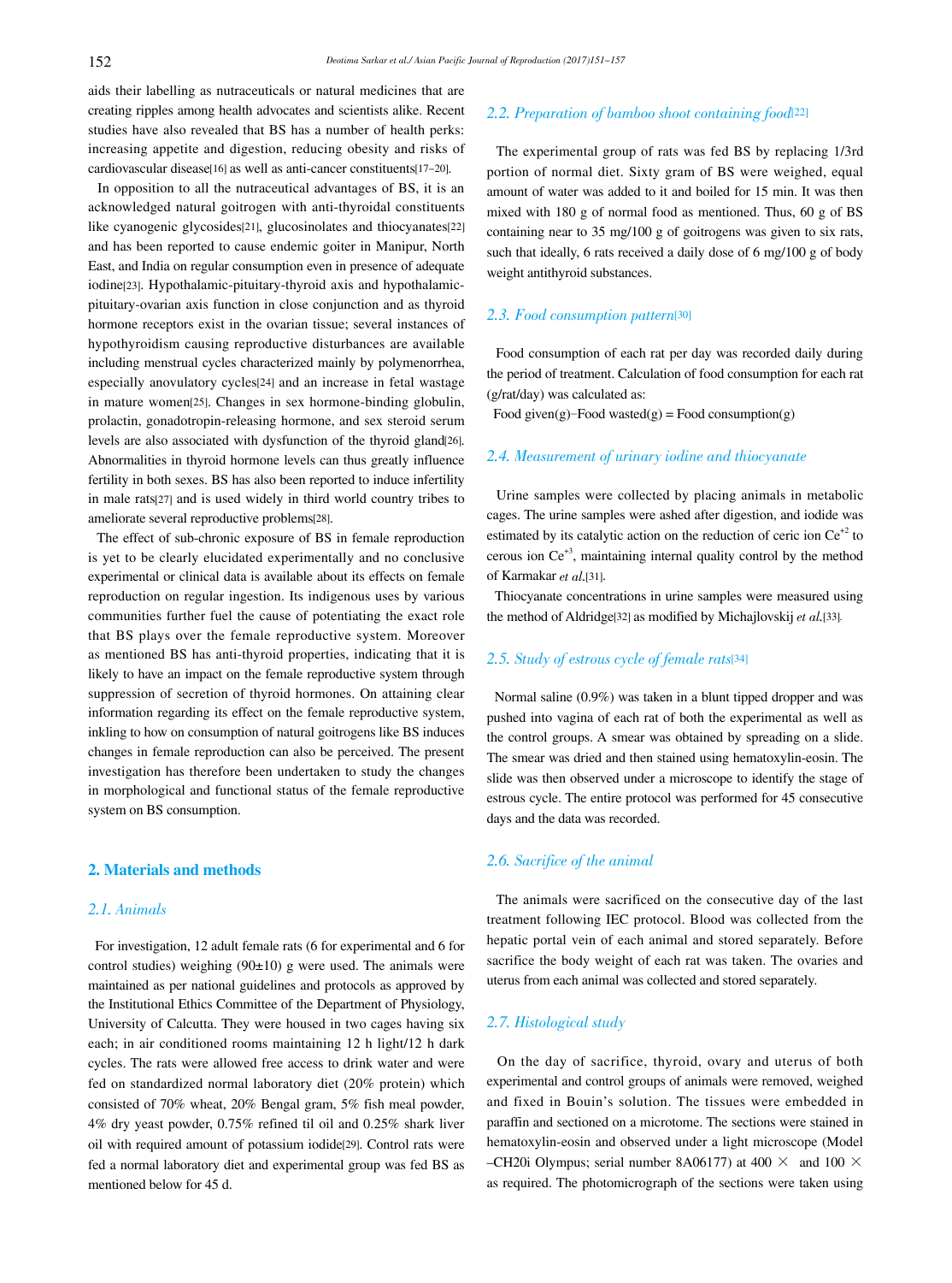aids their labelling as nutraceuticals or natural medicines that are creating ripples among health advocates and scientists alike. Recent studies have also revealed that BS has a number of health perks: increasing appetite and digestion, reducing obesity and risks of cardiovascular disease[16] as well as anti-cancer constituents[17–20].

In opposition to all the nutraceutical advantages of BS, it is an acknowledged natural goitrogen with anti-thyroidal constituents like cyanogenic glycosides[21], glucosinolates and thiocyanates[22] and has been reported to cause endemic goiter in Manipur, North East, and India on regular consumption even in presence of adequate iodine[23]. Hypothalamic-pituitary-thyroid axis and hypothalamic-pituitary-ovarian axis function in close conjunction and as thyroid hormone receptors exist in the ovarian tissue; several instances of hypothyroidism causing reproductive disturbances are available including menstrual cycles characterized mainly by polymenorrhea, especially anovulatory cycles[24] and an increase in fetal wastage in mature women[25]. Changes in sex hormone-binding globulin, prolactin, gonadotropin-releasing hormone, and sex steroid serum levels are also associated with dysfunction of the thyroid gland[26]. Abnormalities in thyroid hormone levels can thus greatly influence fertility in both sexes. BS has also been reported to induce infertility in male rats[27] and is used widely in third world country tribes to ameliorate several reproductive problems[28].

The effect of sub-chronic exposure of BS in female reproduction is yet to be clearly elucidated experimentally and no conclusive experimental or clinical data is available about its effects on female reproduction on regular ingestion. Its indigenous uses by various communities further fuel the cause of potentiating the exact role that BS plays over the female reproductive system. Moreover as mentioned BS has anti-thyroid properties, indicating that it is likely to have an impact on the female reproductive system through suppression of secretion of thyroid hormones. On attaining clear information regarding its effect on the female reproductive system, inkling to how on consumption of natural goitrogens like BS induces changes in female reproduction can also be perceived. The present investigation has therefore been undertaken to study the changes in morphological and functional status of the female reproductive system on BS consumption.

## 2. Materials and methods

### 2.1. Animals

For investigation, 12 adult female rats (6 for experimental and 6 for control studies) weighing (90±10) g were used. The animals were maintained as per national guidelines and protocols as approved by the Institutional Ethics Committee of the Department of Physiology, University of Calcutta. They were housed in two cages having six each; in air conditioned rooms maintaining 12 h light/12 h dark cycles. The rats were allowed free access to drink water and were fed on standardized normal laboratory diet (20% protein) which consisted of 70% wheat, 20% Bengal gram, 5% fish meal powder, 4% dry yeast powder, 0.75% refined til oil and 0.25% shark liver oil with required amount of potassium iodide[29]. Control rats were fed a normal laboratory diet and experimental group was fed BS as mentioned below for 45 d.

### 2.2. Preparation of bamboo shoot containing food[22]

The experimental group of rats was fed BS by replacing 1/3rd portion of normal diet. Sixty gram of BS were weighed, equal amount of water was added to it and boiled for 15 min. It was then mixed with 180 g of normal food as mentioned. Thus, 60 g of BS containing near to 35 mg/100 g of goitrogens was given to six rats, such that ideally, 6 rats received a daily dose of 6 mg/100 g of body weight antithyroid substances.

### 2.3. Food consumption pattern[30]

Food consumption of each rat per day was recorded daily during the period of treatment. Calculation of food consumption for each rat (g/rat/day) was calculated as:

Food given(g)–Food wasted(g) = Food consumption(g)

### 2.4. Measurement of urinary iodine and thiocyanate

Urine samples were collected by placing animals in metabolic cages. The urine samples were ashed after digestion, and iodide was estimated by its catalytic action on the reduction of ceric ion $Ce^{+2}$ to cerous ion $Ce^{+3}$, maintaining internal quality control by the method of Karmakar *et al.*[31].

Thiocyanate concentrations in urine samples were measured using the method of Aldridge[32] as modified by Michajlovskij *et al.*[33].

### 2.5. Study of estrous cycle of female rats[34]

Normal saline (0.9%) was taken in a blunt tipped dropper and was pushed into vagina of each rat of both the experimental as well as the control groups. A smear was obtained by spreading on a slide. The smear was dried and then stained using hematoxylin-eosin. The slide was then observed under a microscope to identify the stage of estrous cycle. The entire protocol was performed for 45 consecutive days and the data was recorded.

### 2.6. Sacrifice of the animal

The animals were sacrificed on the consecutive day of the last treatment following IEC protocol. Blood was collected from the hepatic portal vein of each animal and stored separately. Before sacrifice the body weight of each rat was taken. The ovaries and uterus from each animal was collected and stored separately.

### 2.7. Histological study

On the day of sacrifice, thyroid, ovary and uterus of both experimental and control groups of animals were removed, weighed and fixed in Bouin's solution. The tissues were embedded in paraffin and sectioned on a microtome. The sections were stained in hematoxylin-eosin and observed under a light microscope (Model –CH20i Olympus; serial number 8A06177) at 400 × and 100 × as required. The photomicrograph of the sections were taken using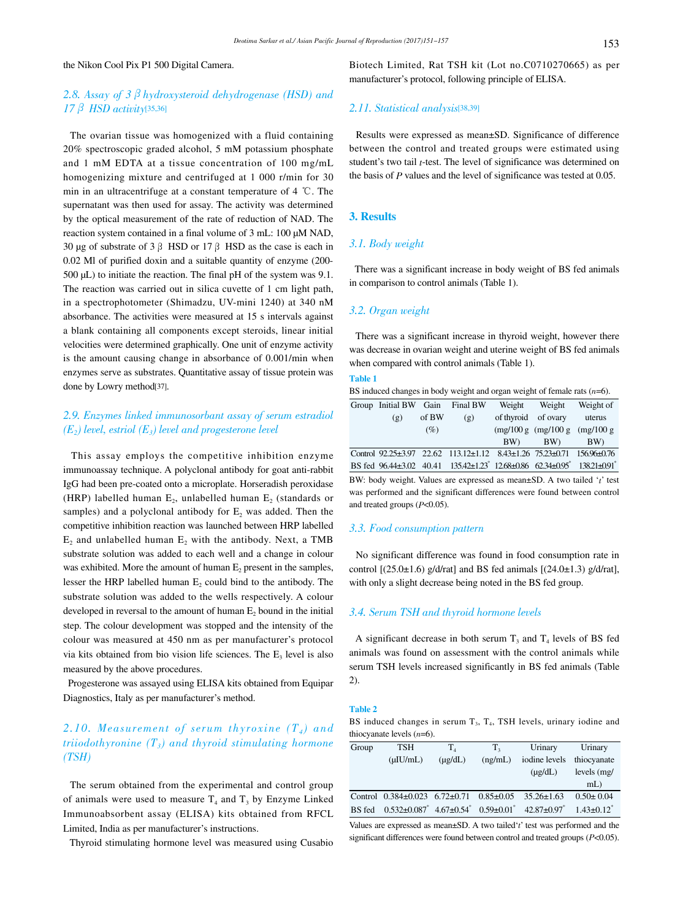the Nikon Cool Pix P1 500 Digital Camera.

### 2.8. Assay of 3 β hydroxysteroid dehydrogenase (HSD) and 17 β HSD activity[35,36]

The ovarian tissue was homogenized with a fluid containing 20% spectroscopic graded alcohol, 5 mM potassium phosphate and 1 mM EDTA at a tissue concentration of 100 mg/mL homogenizing mixture and centrifuged at 1 000 r/min for 30 min in an ultracentrifuge at a constant temperature of 4 ℃. The supernatant was then used for assay. The activity was determined by the optical measurement of the rate of reduction of NAD. The reaction system contained in a final volume of 3 mL: 100 μM NAD, 30 μg of substrate of 3 β HSD or 17 β HSD as the case is each in 0.02 Ml of purified doxin and a suitable quantity of enzyme (200-500 μL) to initiate the reaction. The final pH of the system was 9.1. The reaction was carried out in silica cuvette of 1 cm light path, in a spectrophotometer (Shimadzu, UV-mini 1240) at 340 nM absorbance. The activities were measured at 15 s intervals against a blank containing all components except steroids, linear initial velocities were determined graphically. One unit of enzyme activity is the amount causing change in absorbance of 0.001/min when enzymes serve as substrates. Quantitative assay of tissue protein was done by Lowry method[37].

### 2.9. Enzymes linked immunosorbant assay of serum estradiol ($E_2$) level, estriol ($E_3$) level and progesterone level

This assay employs the competitive inhibition enzyme immunoassay technique. A polyclonal antibody for goat anti-rabbit IgG had been pre-coated onto a microplate. Horseradish peroxidase (HRP) labelled human $E_2$, unlabelled human $E_2$ (standards or samples) and a polyclonal antibody for $E_2$ was added. Then the competitive inhibition reaction was launched between HRP labelled $E_2$ and unlabelled human $E_2$ with the antibody. Next, a TMB substrate solution was added to each well and a change in colour was exhibited. More the amount of human $E_2$ present in the samples, lesser the HRP labelled human $E_2$ could bind to the antibody. The substrate solution was added to the wells respectively. A colour developed in reversal to the amount of human $E_2$ bound in the initial step. The colour development was stopped and the intensity of the colour was measured at 450 nm as per manufacturer's protocol via kits obtained from bio vision life sciences. The $E_3$ level is also measured by the above procedures.

Progesterone was assayed using ELISA kits obtained from Equipar Diagnostics, Italy as per manufacturer's method.

### 2.10. Measurement of serum thyroxine ($T_4$) and triiodothyronine ($T_3$) and thyroid stimulating hormone (TSH)

The serum obtained from the experimental and control group of animals were used to measure $T_4$ and $T_3$ by Enzyme Linked Immunoabsorbent assay (ELISA) kits obtained from RFCL Limited, India as per manufacturer's instructions.

Thyroid stimulating hormone level was measured using Cusabio Biotech Limited, Rat TSH kit (Lot no.C0710270665) as per manufacturer's protocol, following principle of ELISA.

### 2.11. Statistical analysis[38,39]

Results were expressed as mean±SD. Significance of difference between the control and treated groups were estimated using student's two tail *t*-test. The level of significance was determined on the basis of *P* values and the level of significance was tested at 0.05.

## 3. Results

### 3.1. Body weight

There was a significant increase in body weight of BS fed animals in comparison to control animals (Table 1).

### 3.2. Organ weight

There was a significant increase in thyroid weight, however there was decrease in ovarian weight and uterine weight of BS fed animals when compared with control animals (Table 1).

**Table 1**

BS induced changes in body weight and organ weight of female rats ($n$=6).

| Group | Initial BW (g) | Gain of BW (%) | Final BW (g) | Weight of thyroid (mg/100 g BW) | Weight of ovary (mg/100 g BW) | Weight of uterus (mg/100 g BW) |
|---|---|---|---|---|---|---|
| Control | 92.25±3.97 | 22.62 | 113.12±1.12 | 8.43±1.26 | 75.23±0.71 | 156.96±0.76 |
| BS fed | 96.44±3.02 | 40.41 | 135.42±1.23* | 12.68±0.86 | 62.34±0.95* | 138.21±0.91* |

BW: body weight. Values are expressed as mean±SD. A two tailed '*t*' test was performed and the significant differences were found between control and treated groups ($P$<0.05).

### 3.3. Food consumption pattern

No significant difference was found in food consumption rate in control [(25.0±1.6) g/d/rat] and BS fed animals [(24.0±1.3) g/d/rat], with only a slight decrease being noted in the BS fed group.

### 3.4. Serum TSH and thyroid hormone levels

A significant decrease in both serum $T_3$ and $T_4$ levels of BS fed animals was found on assessment with the control animals while serum TSH levels increased significantly in BS fed animals (Table 2).

**Table 2**

BS induced changes in serum $T_3$, $T_4$, TSH levels, urinary iodine and thiocyanate levels ($n$=6).

| Group | TSH (μIU/mL) | $T_4$ (μg/dL) | $T_3$ (ng/mL) | Urinary iodine levels (μg/dL) | Urinary thiocyanate levels (mg/mL) |
|---|---|---|---|---|---|
| Control | 0.384±0.023 | 6.72±0.71 | 0.85±0.05 | 35.26±1.63 | 0.50± 0.04 |
| BS fed | 0.532±0.087* | 4.67±0.54* | 0.59±0.01* | 42.87±0.97* | 1.43±0.12* |

Values are expressed as mean±SD. A two tailed '*t*' test was performed and the significant differences were found between control and treated groups ($P$<0.05).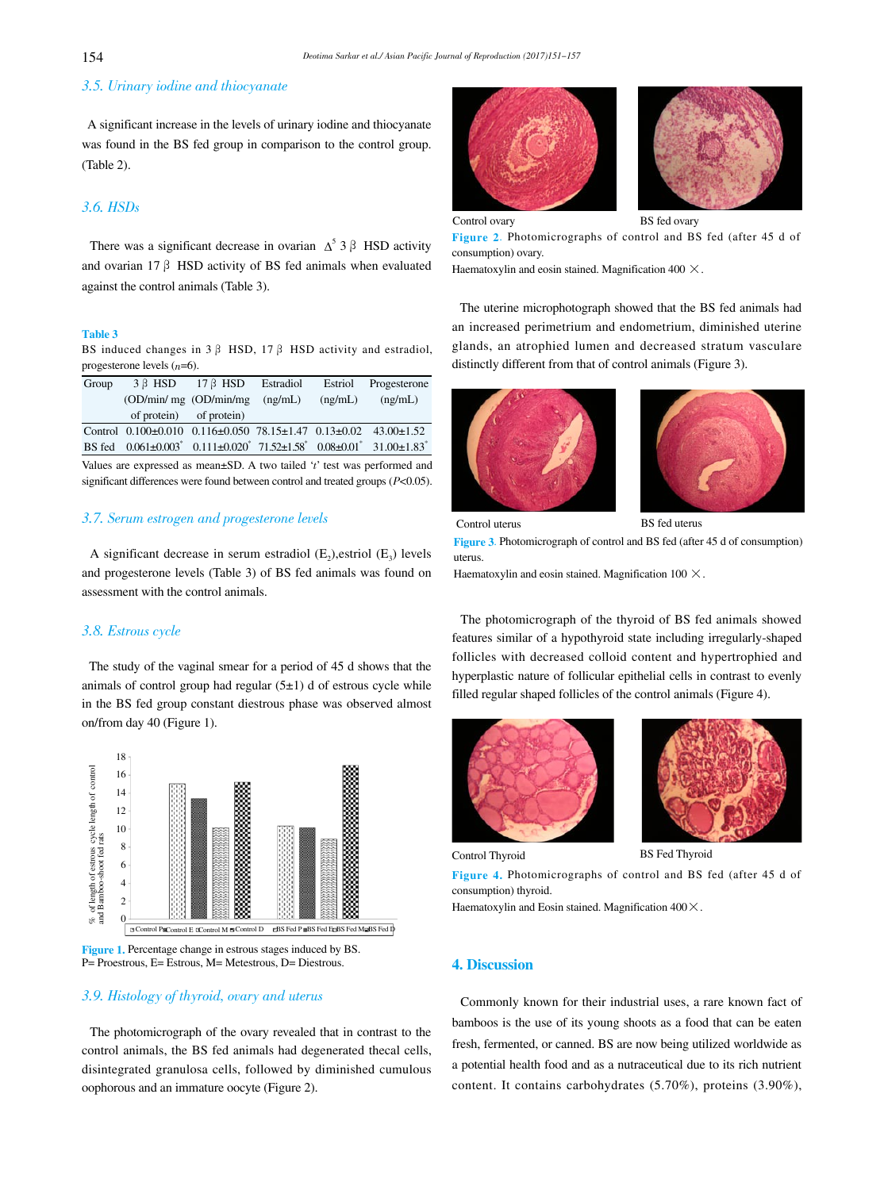### 3.5. Urinary iodine and thiocyanate

A significant increase in the levels of urinary iodine and thiocyanate was found in the BS fed group in comparison to the control group. (Table 2).

### 3.6. HSDs

There was a significant decrease in ovarian $\Delta^5$ 3β HSD activity and ovarian 17β HSD activity of BS fed animals when evaluated against the control animals (Table 3).

**Table 3**

BS induced changes in 3β HSD, 17β HSD activity and estradiol, progesterone levels ($n$=6).

| Group | 3β HSD (OD/min/ mg of protein) | 17β HSD (OD/min/mg of protein) | Estradiol (ng/mL) | Estriol (ng/mL) | Progesterone (ng/mL) |
|---|---|---|---|---|---|
| Control | 0.100±0.010 | 0.116±0.050 | 78.15±1.47 | 0.13±0.02 | 43.00±1.52 |
| BS fed | 0.061±0.003* | 0.111±0.020* | 71.52±1.58* | 0.08±0.01* | 31.00±1.83* |

Values are expressed as mean±SD. A two tailed '$t$' test was performed and significant differences were found between control and treated groups ($P$<0.05).

### 3.7. Serum estrogen and progesterone levels

A significant decrease in serum estradiol ($E_2$),estriol ($E_3$) levels and progesterone levels (Table 3) of BS fed animals was found on assessment with the control animals.

### 3.8. Estrous cycle

The study of the vaginal smear for a period of 45 d shows that the animals of control group had regular (5±1) d of estrous cycle while in the BS fed group constant diestrous phase was observed almost on/from day 40 (Figure 1).

Figure 1. Percentage change in estrous stages induced by BS.
P= Proestrous, E= Estrous, M= Metestrous, D= Diestrous.

### 3.9. Histology of thyroid, ovary and uterus

The photomicrograph of the ovary revealed that in contrast to the control animals, the BS fed animals had degenerated thecal cells, disintegrated granulosa cells, followed by diminished cumulous oophorous and an immature oocyte (Figure 2).

Control ovary    BS fed ovary

Figure 2. Photomicrographs of control and BS fed (after 45 d of consumption) ovary.
Haematoxylin and eosin stained. Magnification 400 ×.

The uterine microphotograph showed that the BS fed animals had an increased perimetrium and endometrium, diminished uterine glands, an atrophied lumen and decreased stratum vasculare distinctly different from that of control animals (Figure 3).

Control uterus    BS fed uterus

Figure 3. Photomicrograph of control and BS fed (after 45 d of consumption) uterus.
Haematoxylin and eosin stained. Magnification 100 ×.

The photomicrograph of the thyroid of BS fed animals showed features similar of a hypothyroid state including irregularly-shaped follicles with decreased colloid content and hypertrophied and hyperplastic nature of follicular epithelial cells in contrast to evenly filled regular shaped follicles of the control animals (Figure 4).

Control Thyroid    BS Fed Thyroid

Figure 4. Photomicrographs of control and BS fed (after 45 d of consumption) thyroid.
Haematoxylin and Eosin stained. Magnification 400×.

## 4. Discussion

Commonly known for their industrial uses, a rare known fact of bamboos is the use of its young shoots as a food that can be eaten fresh, fermented, or canned. BS are now being utilized worldwide as a potential health food and as a nutraceutical due to its rich nutrient content. It contains carbohydrates (5.70%), proteins (3.90%),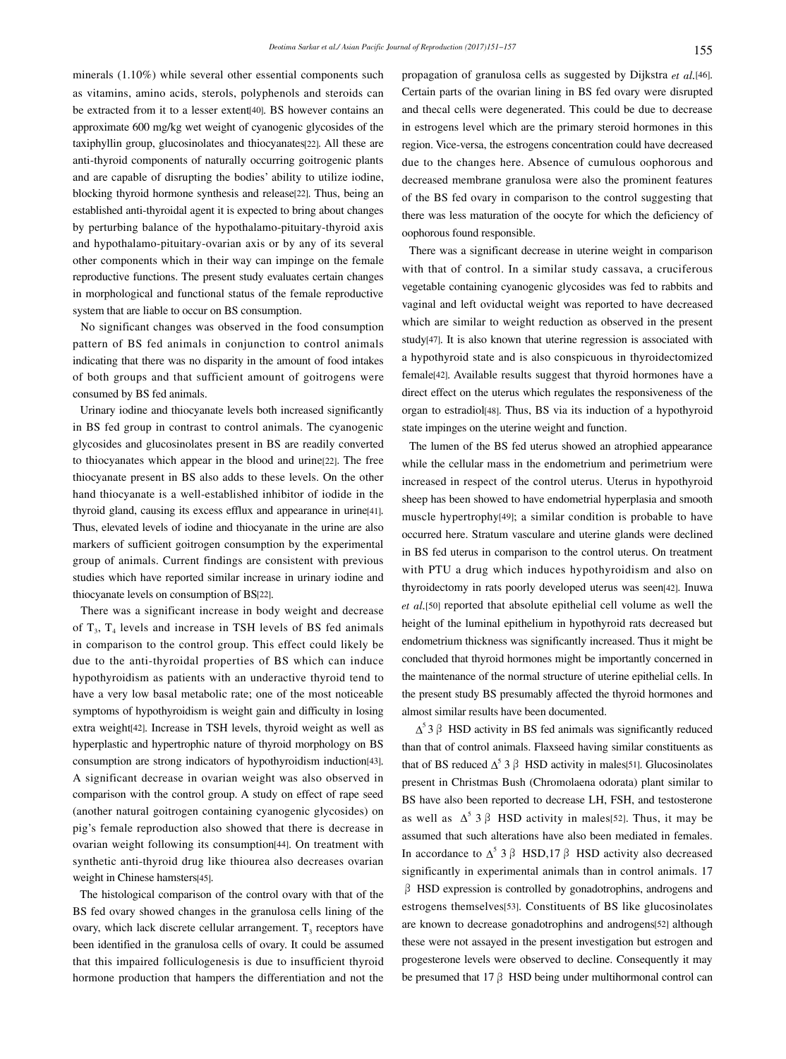minerals (1.10%) while several other essential components such as vitamins, amino acids, sterols, polyphenols and steroids can be extracted from it to a lesser extent[40]. BS however contains an approximate 600 mg/kg wet weight of cyanogenic glycosides of the taxiphyllin group, glucosinolates and thiocyanates[22]. All these are anti-thyroid components of naturally occurring goitrogenic plants and are capable of disrupting the bodies' ability to utilize iodine, blocking thyroid hormone synthesis and release[22]. Thus, being an established anti-thyroidal agent it is expected to bring about changes by perturbing balance of the hypothalamo-pituitary-thyroid axis and hypothalamo-pituitary-ovarian axis or by any of its several other components which in their way can impinge on the female reproductive functions. The present study evaluates certain changes in morphological and functional status of the female reproductive system that are liable to occur on BS consumption.

No significant changes was observed in the food consumption pattern of BS fed animals in conjunction to control animals indicating that there was no disparity in the amount of food intakes of both groups and that sufficient amount of goitrogens were consumed by BS fed animals.

Urinary iodine and thiocyanate levels both increased significantly in BS fed group in contrast to control animals. The cyanogenic glycosides and glucosinolates present in BS are readily converted to thiocyanates which appear in the blood and urine[22]. The free thiocyanate present in BS also adds to these levels. On the other hand thiocyanate is a well-established inhibitor of iodide in the thyroid gland, causing its excess efflux and appearance in urine[41]. Thus, elevated levels of iodine and thiocyanate in the urine are also markers of sufficient goitrogen consumption by the experimental group of animals. Current findings are consistent with previous studies which have reported similar increase in urinary iodine and thiocyanate levels on consumption of BS[22].

There was a significant increase in body weight and decrease of $T_3$, $T_4$ levels and increase in TSH levels of BS fed animals in comparison to the control group. This effect could likely be due to the anti-thyroidal properties of BS which can induce hypothyroidism as patients with an underactive thyroid tend to have a very low basal metabolic rate; one of the most noticeable symptoms of hypothyroidism is weight gain and difficulty in losing extra weight[42]. Increase in TSH levels, thyroid weight as well as hyperplastic and hypertrophic nature of thyroid morphology on BS consumption are strong indicators of hypothyroidism induction[43]. A significant decrease in ovarian weight was also observed in comparison with the control group. A study on effect of rape seed (another natural goitrogen containing cyanogenic glycosides) on pig's female reproduction also showed that there is decrease in ovarian weight following its consumption[44]. On treatment with synthetic anti-thyroid drug like thiourea also decreases ovarian weight in Chinese hamsters[45].

The histological comparison of the control ovary with that of the BS fed ovary showed changes in the granulosa cells lining of the ovary, which lack discrete cellular arrangement. $T_3$ receptors have been identified in the granulosa cells of ovary. It could be assumed that this impaired folliculogenesis is due to insufficient thyroid hormone production that hampers the differentiation and not the propagation of granulosa cells as suggested by Dijkstra *et al.*[46]. Certain parts of the ovarian lining in BS fed ovary were disrupted and thecal cells were degenerated. This could be due to decrease in estrogens level which are the primary steroid hormones in this region. Vice-versa, the estrogens concentration could have decreased due to the changes here. Absence of cumulous oophorous and decreased membrane granulosa were also the prominent features of the BS fed ovary in comparison to the control suggesting that there was less maturation of the oocyte for which the deficiency of oophorous found responsible.

There was a significant decrease in uterine weight in comparison with that of control. In a similar study cassava, a cruciferous vegetable containing cyanogenic glycosides was fed to rabbits and vaginal and left oviductal weight was reported to have decreased which are similar to weight reduction as observed in the present study[47]. It is also known that uterine regression is associated with a hypothyroid state and is also conspicuous in thyroidectomized female[42]. Available results suggest that thyroid hormones have a direct effect on the uterus which regulates the responsiveness of the organ to estradiol[48]. Thus, BS via its induction of a hypothyroid state impinges on the uterine weight and function.

The lumen of the BS fed uterus showed an atrophied appearance while the cellular mass in the endometrium and perimetrium were increased in respect of the control uterus. Uterus in hypothyroid sheep has been showed to have endometrial hyperplasia and smooth muscle hypertrophy[49]; a similar condition is probable to have occurred here. Stratum vasculare and uterine glands were declined in BS fed uterus in comparison to the control uterus. On treatment with PTU a drug which induces hypothyroidism and also on thyroidectomy in rats poorly developed uterus was seen[42]. Inuwa *et al.*[50] reported that absolute epithelial cell volume as well the height of the luminal epithelium in hypothyroid rats decreased but endometrium thickness was significantly increased. Thus it might be concluded that thyroid hormones might be importantly concerned in the maintenance of the normal structure of uterine epithelial cells. In the present study BS presumably affected the thyroid hormones and almost similar results have been documented.

$\Delta^5 3\beta$ HSD activity in BS fed animals was significantly reduced than that of control animals. Flaxseed having similar constituents as that of BS reduced $\Delta^5 3\beta$ HSD activity in males[51]. Glucosinolates present in Christmas Bush (Chromolaena odorata) plant similar to BS have also been reported to decrease LH, FSH, and testosterone as well as $\Delta^5 3\beta$ HSD activity in males[52]. Thus, it may be assumed that such alterations have also been mediated in females. In accordance to $\Delta^5 3\beta$ HSD, $17\beta$ HSD activity also decreased significantly in experimental animals than in control animals. $17\beta$ HSD expression is controlled by gonadotrophins, androgens and estrogens themselves[53]. Constituents of BS like glucosinolates are known to decrease gonadotrophins and androgens[52] although these were not assayed in the present investigation but estrogen and progesterone levels were observed to decline. Consequently it may be presumed that $17\beta$ HSD being under multihormonal control can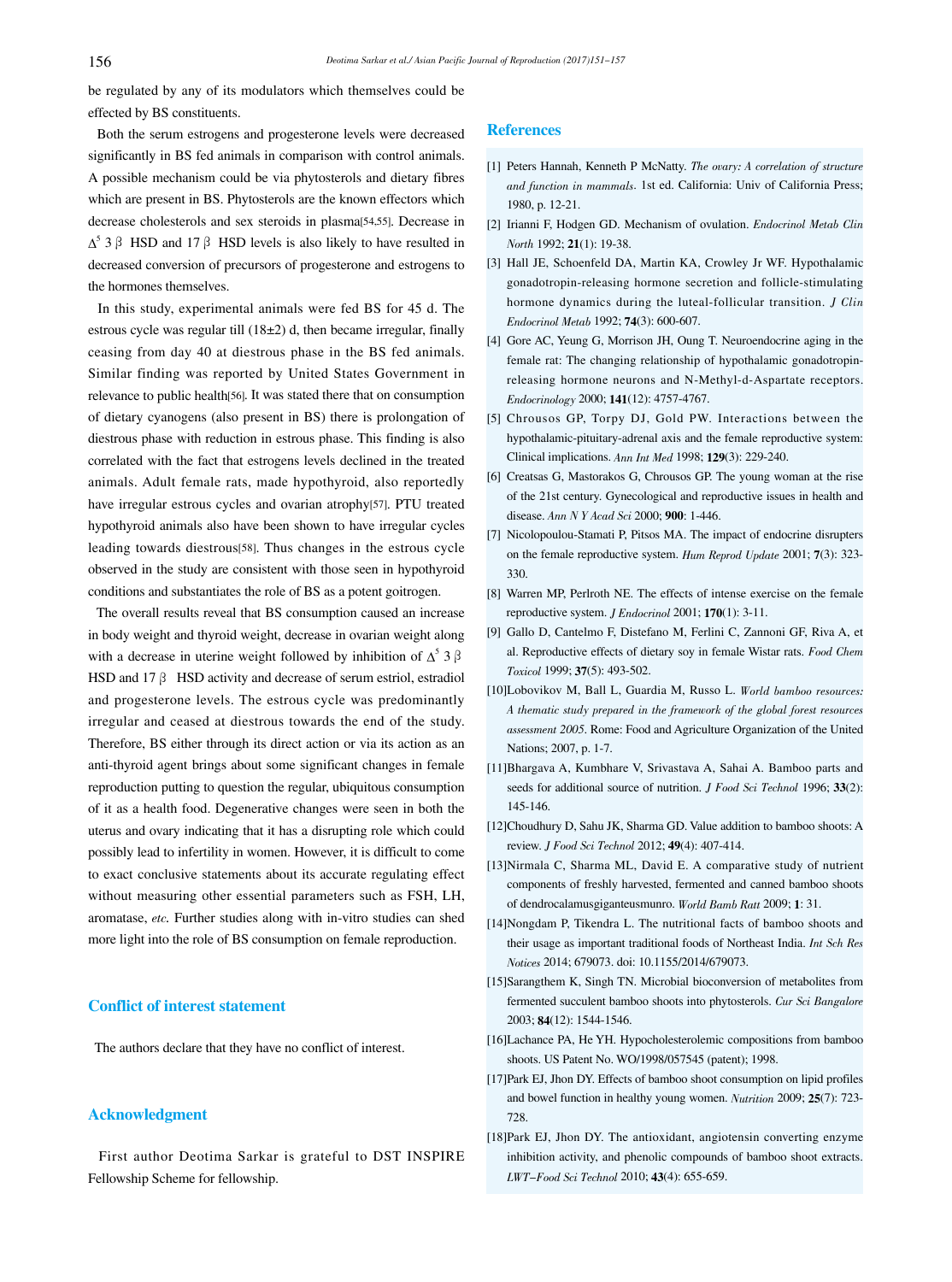be regulated by any of its modulators which themselves could be effected by BS constituents.

Both the serum estrogens and progesterone levels were decreased significantly in BS fed animals in comparison with control animals. A possible mechanism could be via phytosterols and dietary fibres which are present in BS. Phytosterols are the known effectors which decrease cholesterols and sex steroids in plasma[54,55]. Decrease in $\Delta^5$ 3 β HSD and 17 β HSD levels is also likely to have resulted in decreased conversion of precursors of progesterone and estrogens to the hormones themselves.

In this study, experimental animals were fed BS for 45 d. The estrous cycle was regular till (18±2) d, then became irregular, finally ceasing from day 40 at diestrous phase in the BS fed animals. Similar finding was reported by United States Government in relevance to public health[56]. It was stated there that on consumption of dietary cyanogens (also present in BS) there is prolongation of diestrous phase with reduction in estrous phase. This finding is also correlated with the fact that estrogens levels declined in the treated animals. Adult female rats, made hypothyroid, also reportedly have irregular estrous cycles and ovarian atrophy[57]. PTU treated hypothyroid animals also have been shown to have irregular cycles leading towards diestrous[58]. Thus changes in the estrous cycle observed in the study are consistent with those seen in hypothyroid conditions and substantiates the role of BS as a potent goitrogen.

The overall results reveal that BS consumption caused an increase in body weight and thyroid weight, decrease in ovarian weight along with a decrease in uterine weight followed by inhibition of $\Delta^5$ 3 β HSD and 17 β HSD activity and decrease of serum estriol, estradiol and progesterone levels. The estrous cycle was predominantly irregular and ceased at diestrous towards the end of the study. Therefore, BS either through its direct action or via its action as an anti-thyroid agent brings about some significant changes in female reproduction putting to question the regular, ubiquitous consumption of it as a health food. Degenerative changes were seen in both the uterus and ovary indicating that it has a disrupting role which could possibly lead to infertility in women. However, it is difficult to come to exact conclusive statements about its accurate regulating effect without measuring other essential parameters such as FSH, LH, aromatase, *etc*. Further studies along with in-vitro studies can shed more light into the role of BS consumption on female reproduction.

## Conflict of interest statement

The authors declare that they have no conflict of interest.

## Acknowledgment

First author Deotima Sarkar is grateful to DST INSPIRE Fellowship Scheme for fellowship.

## References

[1] Peters Hannah, Kenneth P McNatty. *The ovary: A correlation of structure and function in mammals*. 1st ed. California: Univ of California Press; 1980, p. 12-21.

[2] Irianni F, Hodgen GD. Mechanism of ovulation. *Endocrinol Metab Clin North* 1992; **21**(1): 19-38.

[3] Hall JE, Schoenfeld DA, Martin KA, Crowley Jr WF. Hypothalamic gonadotropin-releasing hormone secretion and follicle-stimulating hormone dynamics during the luteal-follicular transition. *J Clin Endocrinol Metab* 1992; **74**(3): 600-607.

[4] Gore AC, Yeung G, Morrison JH, Oung T. Neuroendocrine aging in the female rat: The changing relationship of hypothalamic gonadotropin-releasing hormone neurons and N-Methyl-d-Aspartate receptors. *Endocrinology* 2000; **141**(12): 4757-4767.

[5] Chrousos GP, Torpy DJ, Gold PW. Interactions between the hypothalamic-pituitary-adrenal axis and the female reproductive system: Clinical implications. *Ann Int Med* 1998; **129**(3): 229-240.

[6] Creatsas G, Mastorakos G, Chrousos GP. The young woman at the rise of the 21st century. Gynecological and reproductive issues in health and disease. *Ann N Y Acad Sci* 2000; **900**: 1-446.

[7] Nicolopoulou-Stamati P, Pitsos MA. The impact of endocrine disrupters on the female reproductive system. *Hum Reprod Update* 2001; **7**(3): 323-330.

[8] Warren MP, Perlroth NE. The effects of intense exercise on the female reproductive system. *J Endocrinol* 2001; **170**(1): 3-11.

[9] Gallo D, Cantelmo F, Distefano M, Ferlini C, Zannoni GF, Riva A, et al. Reproductive effects of dietary soy in female Wistar rats. *Food Chem Toxicol* 1999; **37**(5): 493-502.

[10] Lobovikov M, Ball L, Guardia M, Russo L. *World bamboo resources: A thematic study prepared in the framework of the global forest resources assessment 2005*. Rome: Food and Agriculture Organization of the United Nations; 2007, p. 1-7.

[11] Bhargava A, Kumbhare V, Srivastava A, Sahai A. Bamboo parts and seeds for additional source of nutrition. *J Food Sci Technol* 1996; **33**(2): 145-146.

[12] Choudhury D, Sahu JK, Sharma GD. Value addition to bamboo shoots: A review. *J Food Sci Technol* 2012; **49**(4): 407-414.

[13] Nirmala C, Sharma ML, David E. A comparative study of nutrient components of freshly harvested, fermented and canned bamboo shoots of dendrocalamusgiganteusmunro. *World Bamb Ratt* 2009; **1**: 31.

[14] Nongdam P, Tikendra L. The nutritional facts of bamboo shoots and their usage as important traditional foods of Northeast India. *Int Sch Res Notices* 2014; 679073. doi: 10.1155/2014/679073.

[15] Sarangthem K, Singh TN. Microbial bioconversion of metabolites from fermented succulent bamboo shoots into phytosterols. *Cur Sci Bangalore* 2003; **84**(12): 1544-1546.

[16] Lachance PA, He YH. Hypocholesterolemic compositions from bamboo shoots. US Patent No. WO/1998/057545 (patent); 1998.

[17] Park EJ, Jhon DY. Effects of bamboo shoot consumption on lipid profiles and bowel function in healthy young women. *Nutrition* 2009; **25**(7): 723-728.

[18] Park EJ, Jhon DY. The antioxidant, angiotensin converting enzyme inhibition activity, and phenolic compounds of bamboo shoot extracts. *LWT–Food Sci Technol* 2010; **43**(4): 655-659.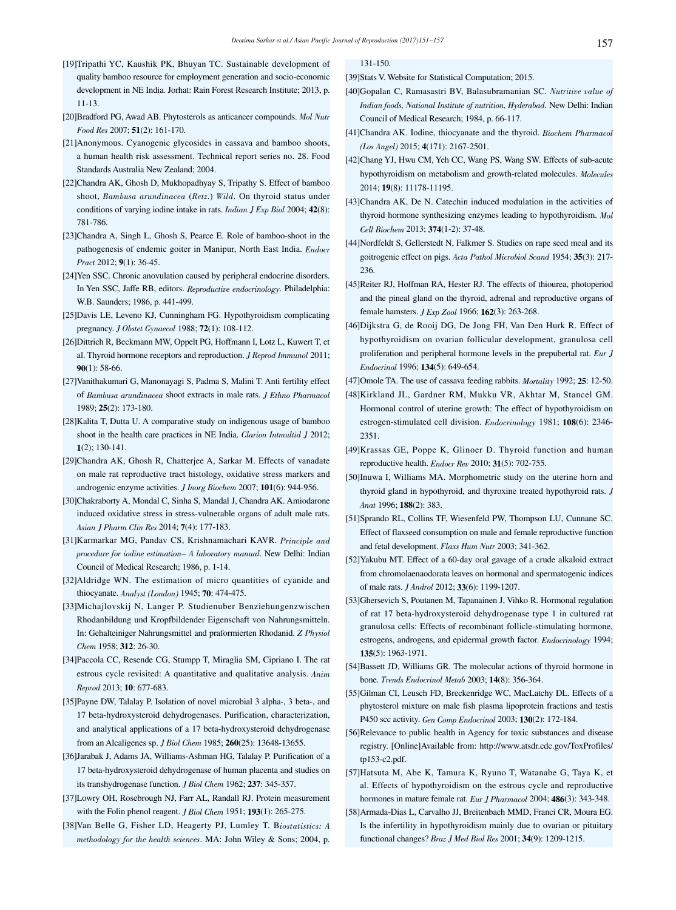[19]Tripathi YC, Kaushik PK, Bhuyan TC. Sustainable development of quality bamboo resource for employment generation and socio-economic development in NE India. Jorhat: Rain Forest Research Institute; 2013, p. 11-13.

[20]Bradford PG, Awad AB. Phytosterols as anticancer compounds. *Mol Nutr Food Res* 2007; **51**(2): 161-170.

[21]Anonymous. Cyanogenic glycosides in cassava and bamboo shoots, a human health risk assessment. Technical report series no. 28. Food Standards Australia New Zealand; 2004.

[22]Chandra AK, Ghosh D, Mukhopadhyay S, Tripathy S. Effect of bamboo shoot, *Bambusa arundinacea* (*Retz.*) *Wild*. On thyroid status under conditions of varying iodine intake in rats. *Indian J Exp Biol* 2004; **42**(8): 781-786.

[23]Chandra A, Singh L, Ghosh S, Pearce E. Role of bamboo-shoot in the pathogenesis of endemic goiter in Manipur, North East India. *Endocr Pract* 2012; **9**(1): 36-45.

[24]Yen SSC. Chronic anovulation caused by peripheral endocrine disorders. In Yen SSC, Jaffe RB, editors. *Reproductive endocrinology*. Philadelphia: W.B. Saunders; 1986, p. 441-499.

[25]Davis LE, Leveno KJ, Cunningham FG. Hypothyroidism complicating pregnancy. *J Obstet Gynaecol* 1988; **72**(1): 108-112.

[26]Dittrich R, Beckmann MW, Oppelt PG, Hoffmann I, Lotz L, Kuwert T, et al. Thyroid hormone receptors and reproduction. *J Reprod Immunol* 2011; **90**(1): 58-66.

[27]Vanithakumari G, Manonayagi S, Padma S, Malini T. Anti fertility effect of *Bambusa arundinacea* shoot extracts in male rats. *J Ethno Pharmacol* 1989; **25**(2): 173-180.

[28]Kalita T, Dutta U. A comparative study on indigenous usage of bamboo shoot in the health care practices in NE India. *Clarion Intmultid J* 2012; **1**(2); 130-141.

[29]Chandra AK, Ghosh R, Chatterjee A, Sarkar M. Effects of vanadate on male rat reproductive tract histology, oxidative stress markers and androgenic enzyme activities. *J Inorg Biochem* 2007; **101**(6): 944-956.

[30]Chakraborty A, Mondal C, Sinha S, Mandal J, Chandra AK. Amiodarone induced oxidative stress in stress-vulnerable organs of adult male rats. *Asian J Pharm Clin Res* 2014; **7**(4): 177-183.

[31]Karmarkar MG, Pandav CS, Krishnamachari KAVR. *Principle and procedure for iodine estimation– A laboratory manual*. New Delhi: Indian Council of Medical Research; 1986, p. 1-14.

[32]Aldridge WN. The estimation of micro quantities of cyanide and thiocyanate. *Analyst (London)* 1945; **70**: 474-475.

[33]Michajlovskij N, Langer P. Studienuber Benziehungenzwischen Rhodanbildung und Kropfbildender Eigenschaft von Nahrungsmitteln. In: Gehalteiniger Nahrungsmittel and praformierten Rhodanid. *Z Physiol Chem* 1958; **312**: 26-30.

[34]Paccola CC, Resende CG, Stumpp T, Miraglia SM, Cipriano I. The rat estrous cycle revisited: A quantitative and qualitative analysis. *Anim Reprod* 2013; **10**: 677-683.

[35]Payne DW, Talalay P. Isolation of novel microbial 3 alpha-, 3 beta-, and 17 beta-hydroxysteroid dehydrogenases. Purification, characterization, and analytical applications of a 17 beta-hydroxysteroid dehydrogenase from an Alcaligenes sp. *J Biol Chem* 1985; **260**(25): 13648-13655.

[36]Jarabak J, Adams JA, Williams-Ashman HG, Talalay P. Purification of a 17 beta-hydroxysteroid dehydrogenase of human placenta and studies on its transhydrogenase function. *J Biol Chem* 1962; **237**: 345-357.

[37]Lowry OH, Rosebrough NJ, Farr AL, Randall RJ. Protein measurement with the Folin phenol reagent. *J Biol Chem* 1951; **193**(1): 265-275.

[38]Van Belle G, Fisher LD, Heagerty PJ, Lumley T. B*iostatistics: A methodology for the health sciences*. MA: John Wiley & Sons; 2004, p. 131-150.

[39]Stats V. Website for Statistical Computation; 2015.

[40]Gopalan C, Ramasastri BV, Balasubramanian SC. *Nutritive value of Indian foods, National Institute of nutrition, Hyderabad.* New Delhi: Indian Council of Medical Research; 1984, p. 66-117.

[41]Chandra AK. Iodine, thiocyanate and the thyroid. *Biochem Pharmacol (Los Angel)* 2015; **4**(171): 2167-2501.

[42]Chang YJ, Hwu CM, Yeh CC, Wang PS, Wang SW. Effects of sub-acute hypothyroidism on metabolism and growth-related molecules. *Molecules* 2014; **19**(8): 11178-11195.

[43]Chandra AK, De N. Catechin induced modulation in the activities of thyroid hormone synthesizing enzymes leading to hypothyroidism. *Mol Cell Biochem* 2013; **374**(1-2): 37-48.

[44]Nordfeldt S, Gellerstedt N, Falkmer S. Studies on rape seed meal and its goitrogenic effect on pigs. *Acta Pathol Microbiol Scand* 1954; **35**(3): 217-236.

[45]Reiter RJ, Hoffman RA, Hester RJ. The effects of thiourea, photoperiod and the pineal gland on the thyroid, adrenal and reproductive organs of female hamsters. *J Exp Zool* 1966; **162**(3): 263-268.

[46]Dijkstra G, de Rooij DG, De Jong FH, Van Den Hurk R. Effect of hypothyroidism on ovarian follicular development, granulosa cell proliferation and peripheral hormone levels in the prepubertal rat. *Eur J Endocrinol* 1996; **134**(5): 649-654.

[47]Omole TA. The use of cassava feeding rabbits. *Mortality* 1992; **25**: 12-50.

[48]Kirkland JL, Gardner RM, Mukku VR, Akhtar M, Stancel GM. Hormonal control of uterine growth: The effect of hypothyroidism on estrogen-stimulated cell division. *Endocrinology* 1981; **108**(6): 2346-2351.

[49]Krassas GE, Poppe K, Glinoer D. Thyroid function and human reproductive health. *Endocr Rev* 2010; **31**(5): 702-755.

[50]Inuwa I, Williams MA. Morphometric study on the uterine horn and thyroid gland in hypothyroid, and thyroxine treated hypothyroid rats. *J Anat* 1996; **188**(2): 383.

[51]Sprando RL, Collins TF, Wiesenfeld PW, Thompson LU, Cunnane SC. Effect of flaxseed consumption on male and female reproductive function and fetal development. *Flaxs Hum Nutr* 2003; 341-362.

[52]Yakubu MT. Effect of a 60-day oral gavage of a crude alkaloid extract from chromolaenaodorata leaves on hormonal and spermatogenic indices of male rats. *J Androl* 2012; **33**(6): 1199-1207.

[53]Ghersevich S, Poutanen M, Tapanainen J, Vihko R. Hormonal regulation of rat 17 beta-hydroxysteroid dehydrogenase type 1 in cultured rat granulosa cells: Effects of recombinant follicle-stimulating hormone, estrogens, androgens, and epidermal growth factor. *Endocrinology* 1994; **135**(5): 1963-1971.

[54]Bassett JD, Williams GR. The molecular actions of thyroid hormone in bone. *Trends Endocrinol Metab* 2003; **14**(8): 356-364.

[55]Gilman CI, Leusch FD, Breckenridge WC, MacLatchy DL. Effects of a phytosterol mixture on male fish plasma lipoprotein fractions and testis P450 scc activity. *Gen Comp Endocrinol* 2003; **130**(2): 172-184.

[56]Relevance to public health in Agency for toxic substances and disease registry. [Online]Available from: http://www.atsdr.cdc.gov/ToxProfiles/tp153-c2.pdf.

[57]Hatsuta M, Abe K, Tamura K, Ryuno T, Watanabe G, Taya K, et al. Effects of hypothyroidism on the estrous cycle and reproductive hormones in mature female rat. *Eur J Pharmacol* 2004; **486**(3): 343-348.

[58]Armada-Dias L, Carvalho JJ, Breitenbach MMD, Franci CR, Moura EG. Is the infertility in hypothyroidism mainly due to ovarian or pituitary functional changes? *Braz J Med Biol Res* 2001; **34**(9): 1209-1215.